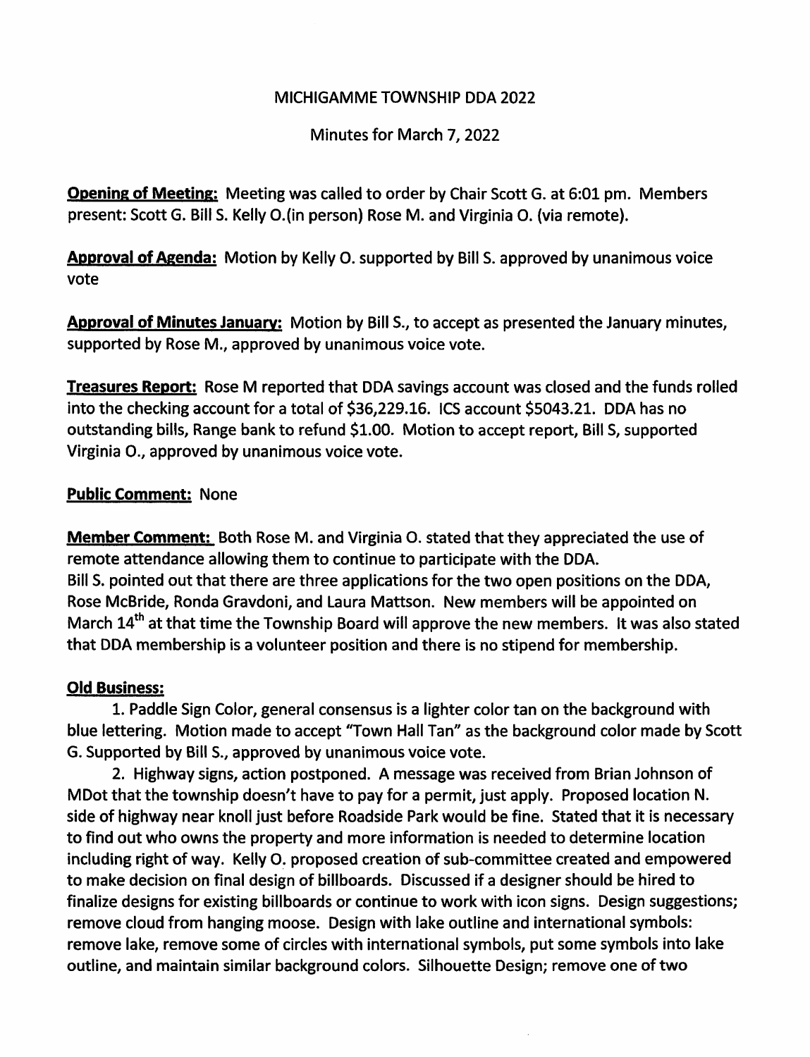MICHIGAMME TOWNSHIP DDA 2022

Minutes for March 7, 2022

**Opening of Meeting:** Meeting was called to order by Chair Scott G. at 6:01 pm. Members present: Scott G. Bill S. Kelly O.(in person) Rose M. and Virginia O. (via remote).

**Approval of Agenda:** Motion by Kelly O. supported by Bill S. approved by unanimous voice vote

**Approval of Minutes January:** Motion by Bill S., to accept as presented the January minutes, supported by Rose M., approved by unanimous voice vote.

**Treasures Report:** Rose M reported that DDA savings account was closed and the funds rolled into the checking account for a total of $36,229.16. ICS account $5043.21. DDA has no outstanding bills, Range bank to refund $1.00. Motion to accept report, Bill S, supported Virginia O., approved by unanimous voice vote.

**Public Comment:** None

**Member Comment:** Both Rose M. and Virginia O. stated that they appreciated the use of remote attendance allowing them to continue to participate with the DDA.
Bill S. pointed out that there are three applications for the two open positions on the DDA, Rose McBride, Ronda Gravdoni, and Laura Mattson. New members will be appointed on March 14th at that time the Township Board will approve the new members. It was also stated that DDA membership is a volunteer position and there is no stipend for membership.

**Old Business:**

1. Paddle Sign Color, general consensus is a lighter color tan on the background with blue lettering. Motion made to accept "Town Hall Tan" as the background color made by Scott G. Supported by Bill S., approved by unanimous voice vote.

2. Highway signs, action postponed. A message was received from Brian Johnson of MDot that the township doesn't have to pay for a permit, just apply. Proposed location N. side of highway near knoll just before Roadside Park would be fine. Stated that it is necessary to find out who owns the property and more information is needed to determine location including right of way. Kelly O. proposed creation of sub-committee created and empowered to make decision on final design of billboards. Discussed if a designer should be hired to finalize designs for existing billboards or continue to work with icon signs. Design suggestions; remove cloud from hanging moose. Design with lake outline and international symbols: remove lake, remove some of circles with international symbols, put some symbols into lake outline, and maintain similar background colors. Silhouette Design; remove one of two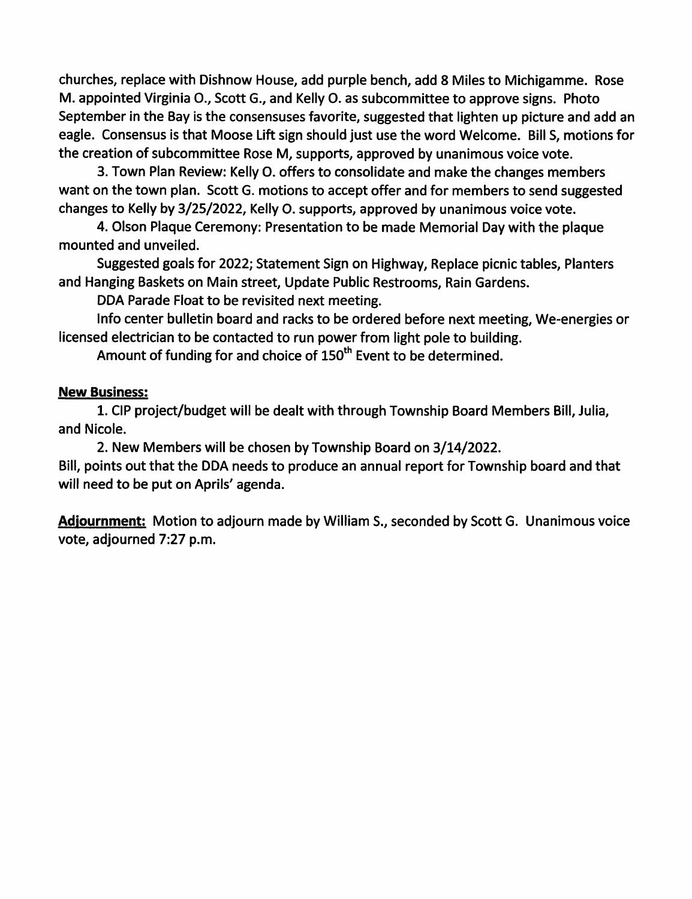churches, replace with Dishnow House, add purple bench, add 8 Miles to Michigamme. Rose M. appointed Virginia O., Scott G., and Kelly O. as subcommittee to approve signs. Photo September in the Bay is the consensuses favorite, suggested that lighten up picture and add an eagle. Consensus is that Moose Lift sign should just use the word Welcome. Bill S, motions for the creation of subcommittee Rose M, supports, approved by unanimous voice vote.

3. Town Plan Review: Kelly O. offers to consolidate and make the changes members want on the town plan. Scott G. motions to accept offer and for members to send suggested changes to Kelly by 3/25/2022, Kelly O. supports, approved by unanimous voice vote.

4. Olson Plaque Ceremony: Presentation to be made Memorial Day with the plaque mounted and unveiled.

Suggested goals for 2022; Statement Sign on Highway, Replace picnic tables, Planters and Hanging Baskets on Main street, Update Public Restrooms, Rain Gardens.

DDA Parade Float to be revisited next meeting.

Info center bulletin board and racks to be ordered before next meeting, We-energies or licensed electrician to be contacted to run power from light pole to building.

Amount of funding for and choice of 150th Event to be determined.

**New Business:**

1. CIP project/budget will be dealt with through Township Board Members Bill, Julia, and Nicole.

2. New Members will be chosen by Township Board on 3/14/2022.

Bill, points out that the DDA needs to produce an annual report for Township board and that will need to be put on Aprils' agenda.

**Adjournment:** Motion to adjourn made by William S., seconded by Scott G. Unanimous voice vote, adjourned 7:27 p.m.